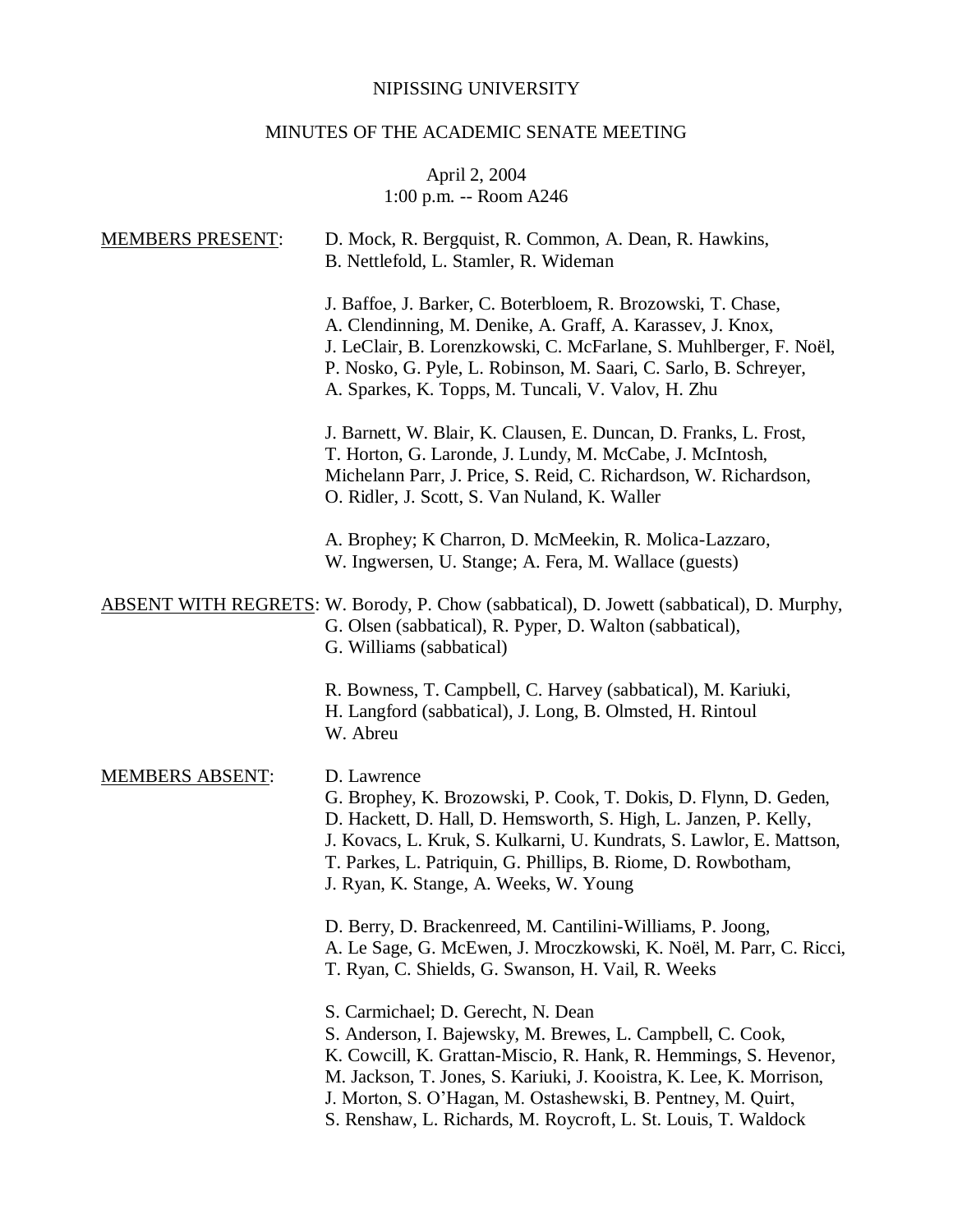NIPISSING UNIVERSITY

MINUTES OF THE ACADEMIC SENATE MEETING

April 2, 2004
1:00 p.m. -- Room A246

<u>MEMBERS PRESENT</u>: D. Mock, R. Bergquist, R. Common, A. Dean, R. Hawkins, B. Nettlefold, L. Stamler, R. Wideman

J. Baffoe, J. Barker, C. Boterbloem, R. Brozowski, T. Chase, A. Clendinning, M. Denike, A. Graff, A. Karassev, J. Knox, J. LeClair, B. Lorenzkowski, C. McFarlane, S. Muhlberger, F. Noël, P. Nosko, G. Pyle, L. Robinson, M. Saari, C. Sarlo, B. Schreyer, A. Sparkes, K. Topps, M. Tuncali, V. Valov, H. Zhu

J. Barnett, W. Blair, K. Clausen, E. Duncan, D. Franks, L. Frost, T. Horton, G. Laronde, J. Lundy, M. McCabe, J. McIntosh, Michelann Parr, J. Price, S. Reid, C. Richardson, W. Richardson, O. Ridler, J. Scott, S. Van Nuland, K. Waller

A. Brophey; K Charron, D. McMeekin, R. Molica-Lazzaro, W. Ingwersen, U. Stange; A. Fera, M. Wallace (guests)

<u>ABSENT WITH REGRETS</u>: W. Borody, P. Chow (sabbatical), D. Jowett (sabbatical), D. Murphy, G. Olsen (sabbatical), R. Pyper, D. Walton (sabbatical), G. Williams (sabbatical)

R. Bowness, T. Campbell, C. Harvey (sabbatical), M. Kariuki, H. Langford (sabbatical), J. Long, B. Olmsted, H. Rintoul W. Abreu

<u>MEMBERS ABSENT</u>: D. Lawrence
G. Brophey, K. Brozowski, P. Cook, T. Dokis, D. Flynn, D. Geden, D. Hackett, D. Hall, D. Hemsworth, S. High, L. Janzen, P. Kelly, J. Kovacs, L. Kruk, S. Kulkarni, U. Kundrats, S. Lawlor, E. Mattson, T. Parkes, L. Patriquin, G. Phillips, B. Riome, D. Rowbotham, J. Ryan, K. Stange, A. Weeks, W. Young

D. Berry, D. Brackenreed, M. Cantilini-Williams, P. Joong, A. Le Sage, G. McEwen, J. Mroczkowski, K. Noël, M. Parr, C. Ricci, T. Ryan, C. Shields, G. Swanson, H. Vail, R. Weeks

S. Carmichael; D. Gerecht, N. Dean
S. Anderson, I. Bajewsky, M. Brewes, L. Campbell, C. Cook, K. Cowcill, K. Grattan-Miscio, R. Hank, R. Hemmings, S. Hevenor, M. Jackson, T. Jones, S. Kariuki, J. Kooistra, K. Lee, K. Morrison, J. Morton, S. O'Hagan, M. Ostashewski, B. Pentney, M. Quirt, S. Renshaw, L. Richards, M. Roycroft, L. St. Louis, T. Waldock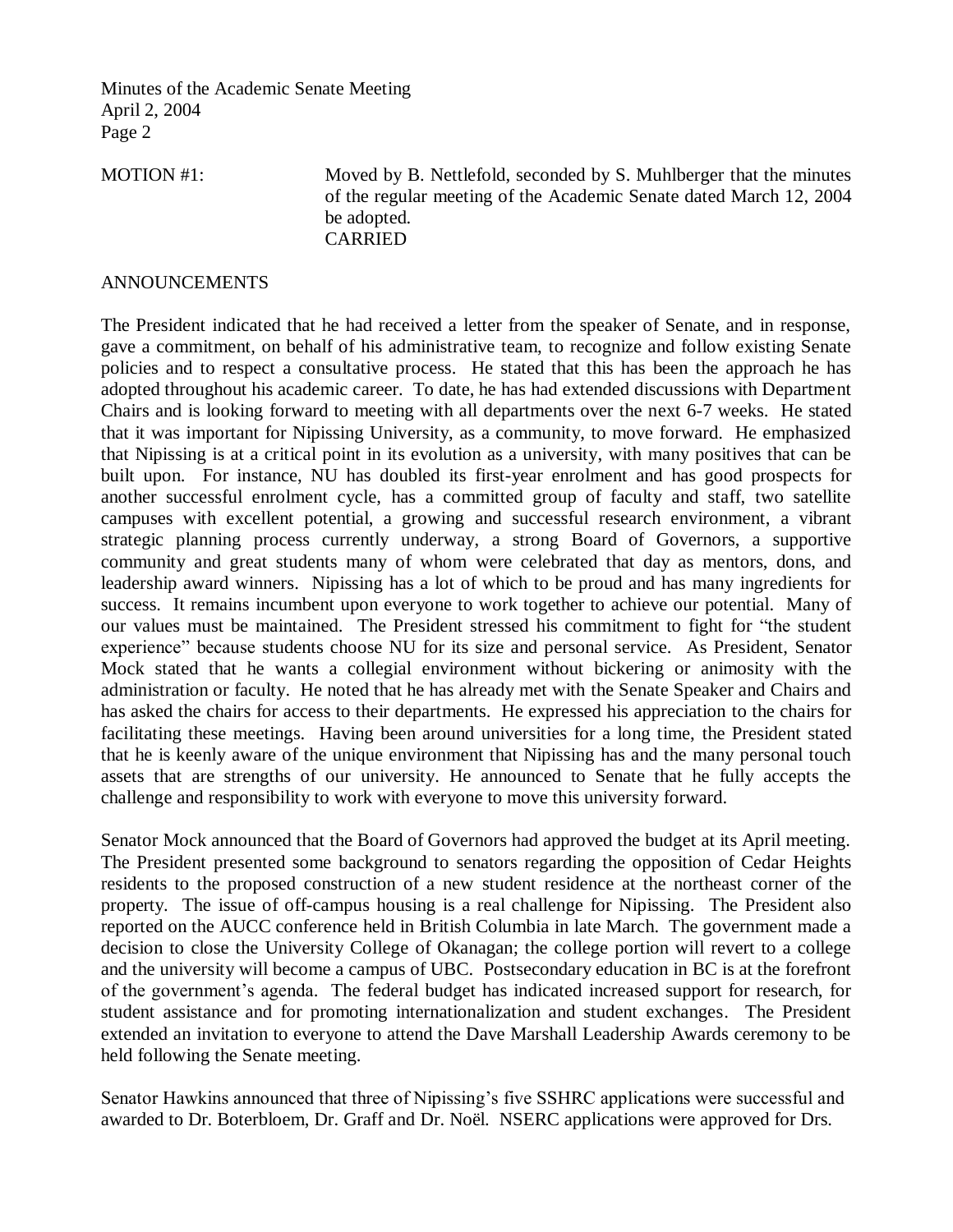MOTION #1: Moved by B. Nettlefold, seconded by S. Muhlberger that the minutes of the regular meeting of the Academic Senate dated March 12, 2004 be adopted.
CARRIED

## ANNOUNCEMENTS

The President indicated that he had received a letter from the speaker of Senate, and in response, gave a commitment, on behalf of his administrative team, to recognize and follow existing Senate policies and to respect a consultative process. He stated that this has been the approach he has adopted throughout his academic career. To date, he has had extended discussions with Department Chairs and is looking forward to meeting with all departments over the next 6-7 weeks. He stated that it was important for Nipissing University, as a community, to move forward. He emphasized that Nipissing is at a critical point in its evolution as a university, with many positives that can be built upon. For instance, NU has doubled its first-year enrolment and has good prospects for another successful enrolment cycle, has a committed group of faculty and staff, two satellite campuses with excellent potential, a growing and successful research environment, a vibrant strategic planning process currently underway, a strong Board of Governors, a supportive community and great students many of whom were celebrated that day as mentors, dons, and leadership award winners. Nipissing has a lot of which to be proud and has many ingredients for success. It remains incumbent upon everyone to work together to achieve our potential. Many of our values must be maintained. The President stressed his commitment to fight for "the student experience" because students choose NU for its size and personal service. As President, Senator Mock stated that he wants a collegial environment without bickering or animosity with the administration or faculty. He noted that he has already met with the Senate Speaker and Chairs and has asked the chairs for access to their departments. He expressed his appreciation to the chairs for facilitating these meetings. Having been around universities for a long time, the President stated that he is keenly aware of the unique environment that Nipissing has and the many personal touch assets that are strengths of our university. He announced to Senate that he fully accepts the challenge and responsibility to work with everyone to move this university forward.

Senator Mock announced that the Board of Governors had approved the budget at its April meeting. The President presented some background to senators regarding the opposition of Cedar Heights residents to the proposed construction of a new student residence at the northeast corner of the property. The issue of off-campus housing is a real challenge for Nipissing. The President also reported on the AUCC conference held in British Columbia in late March. The government made a decision to close the University College of Okanagan; the college portion will revert to a college and the university will become a campus of UBC. Postsecondary education in BC is at the forefront of the government's agenda. The federal budget has indicated increased support for research, for student assistance and for promoting internationalization and student exchanges. The President extended an invitation to everyone to attend the Dave Marshall Leadership Awards ceremony to be held following the Senate meeting.

Senator Hawkins announced that three of Nipissing's five SSHRC applications were successful and awarded to Dr. Boterbloem, Dr. Graff and Dr. Noël. NSERC applications were approved for Drs.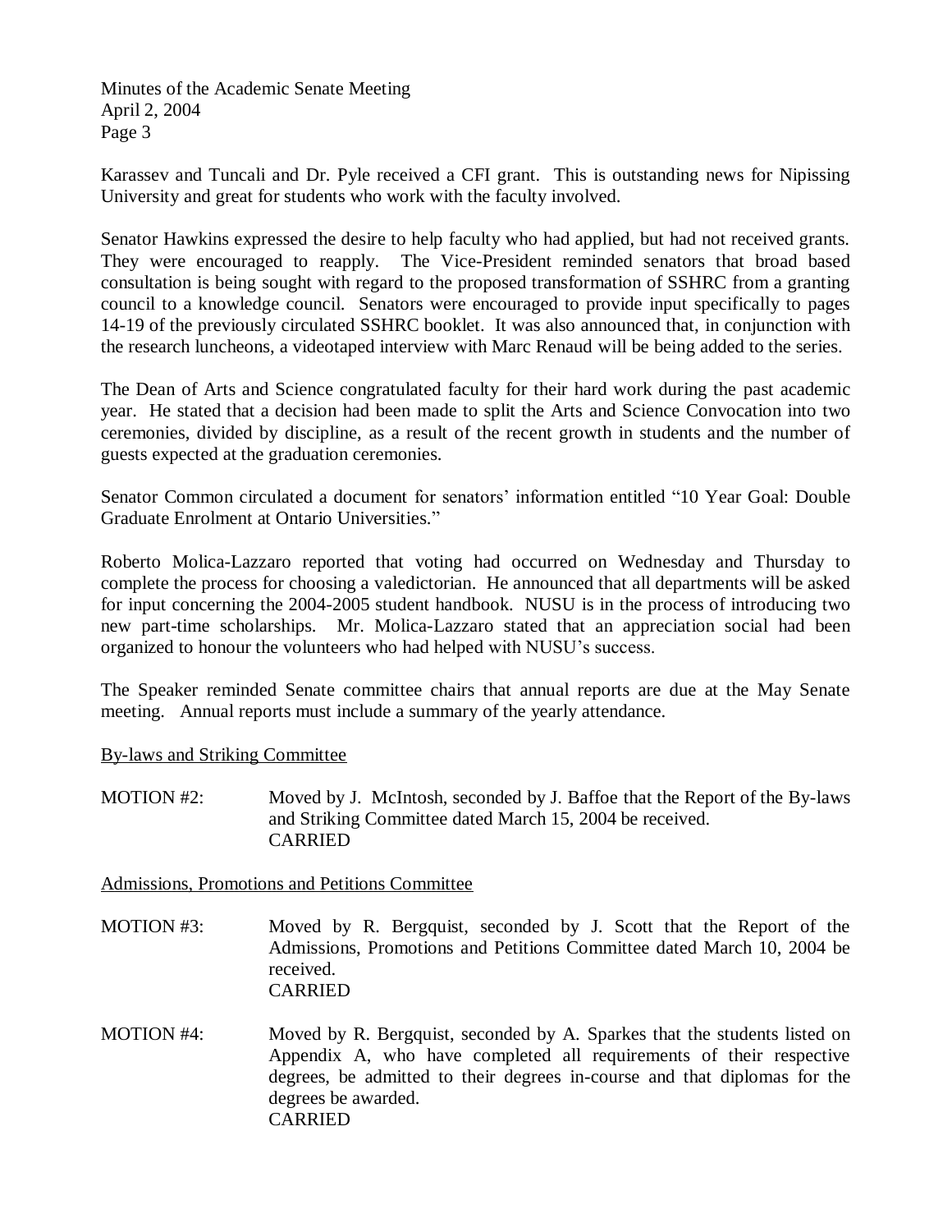Karassev and Tuncali and Dr. Pyle received a CFI grant. This is outstanding news for Nipissing University and great for students who work with the faculty involved.

Senator Hawkins expressed the desire to help faculty who had applied, but had not received grants. They were encouraged to reapply. The Vice-President reminded senators that broad based consultation is being sought with regard to the proposed transformation of SSHRC from a granting council to a knowledge council. Senators were encouraged to provide input specifically to pages 14-19 of the previously circulated SSHRC booklet. It was also announced that, in conjunction with the research luncheons, a videotaped interview with Marc Renaud will be being added to the series.

The Dean of Arts and Science congratulated faculty for their hard work during the past academic year. He stated that a decision had been made to split the Arts and Science Convocation into two ceremonies, divided by discipline, as a result of the recent growth in students and the number of guests expected at the graduation ceremonies.

Senator Common circulated a document for senators' information entitled "10 Year Goal: Double Graduate Enrolment at Ontario Universities."

Roberto Molica-Lazzaro reported that voting had occurred on Wednesday and Thursday to complete the process for choosing a valedictorian. He announced that all departments will be asked for input concerning the 2004-2005 student handbook. NUSU is in the process of introducing two new part-time scholarships. Mr. Molica-Lazzaro stated that an appreciation social had been organized to honour the volunteers who had helped with NUSU's success.

The Speaker reminded Senate committee chairs that annual reports are due at the May Senate meeting. Annual reports must include a summary of the yearly attendance.

<u>By-laws and Striking Committee</u>

MOTION #2: Moved by J. McIntosh, seconded by J. Baffoe that the Report of the By-laws and Striking Committee dated March 15, 2004 be received.
CARRIED

<u>Admissions, Promotions and Petitions Committee</u>

MOTION #3: Moved by R. Bergquist, seconded by J. Scott that the Report of the Admissions, Promotions and Petitions Committee dated March 10, 2004 be received.
CARRIED

MOTION #4: Moved by R. Bergquist, seconded by A. Sparkes that the students listed on Appendix A, who have completed all requirements of their respective degrees, be admitted to their degrees in-course and that diplomas for the degrees be awarded.
CARRIED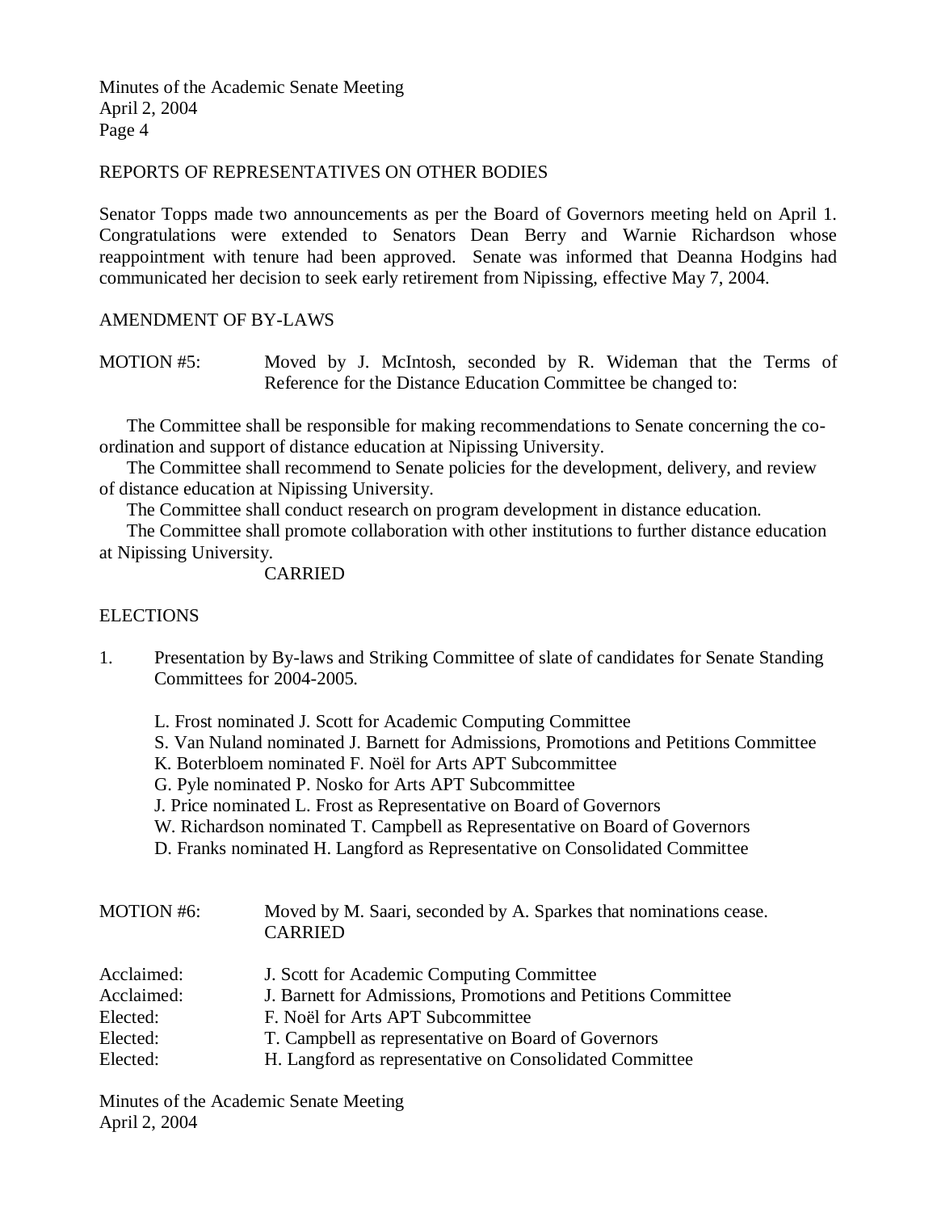## REPORTS OF REPRESENTATIVES ON OTHER BODIES

Senator Topps made two announcements as per the Board of Governors meeting held on April 1. Congratulations were extended to Senators Dean Berry and Warnie Richardson whose reappointment with tenure had been approved. Senate was informed that Deanna Hodgins had communicated her decision to seek early retirement from Nipissing, effective May 7, 2004.

## AMENDMENT OF BY-LAWS

MOTION #5: Moved by J. McIntosh, seconded by R. Wideman that the Terms of Reference for the Distance Education Committee be changed to:

The Committee shall be responsible for making recommendations to Senate concerning the co-ordination and support of distance education at Nipissing University.

The Committee shall recommend to Senate policies for the development, delivery, and review of distance education at Nipissing University.

The Committee shall conduct research on program development in distance education.

The Committee shall promote collaboration with other institutions to further distance education at Nipissing University.

CARRIED

## ELECTIONS

1. Presentation by By-laws and Striking Committee of slate of candidates for Senate Standing Committees for 2004-2005.

   L. Frost nominated J. Scott for Academic Computing Committee
   S. Van Nuland nominated J. Barnett for Admissions, Promotions and Petitions Committee
   K. Boterbloem nominated F. Noël for Arts APT Subcommittee
   G. Pyle nominated P. Nosko for Arts APT Subcommittee
   J. Price nominated L. Frost as Representative on Board of Governors
   W. Richardson nominated T. Campbell as Representative on Board of Governors
   D. Franks nominated H. Langford as Representative on Consolidated Committee

MOTION #6: Moved by M. Saari, seconded by A. Sparkes that nominations cease.
CARRIED

Acclaimed: J. Scott for Academic Computing Committee
Acclaimed: J. Barnett for Admissions, Promotions and Petitions Committee
Elected: F. Noël for Arts APT Subcommittee
Elected: T. Campbell as representative on Board of Governors
Elected: H. Langford as representative on Consolidated Committee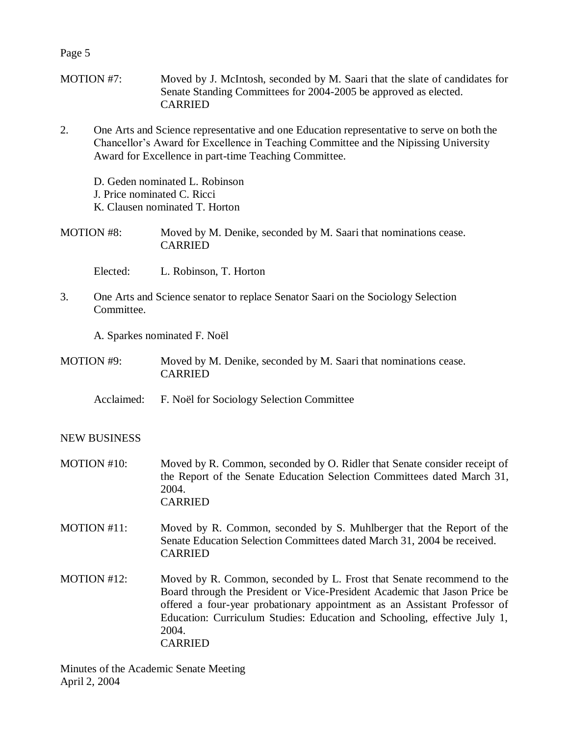MOTION #7: Moved by J. McIntosh, seconded by M. Saari that the slate of candidates for Senate Standing Committees for 2004-2005 be approved as elected.
CARRIED

2. One Arts and Science representative and one Education representative to serve on both the Chancellor's Award for Excellence in Teaching Committee and the Nipissing University Award for Excellence in part-time Teaching Committee.

   D. Geden nominated L. Robinson
   J. Price nominated C. Ricci
   K. Clausen nominated T. Horton

MOTION #8: Moved by M. Denike, seconded by M. Saari that nominations cease.
CARRIED

   Elected: L. Robinson, T. Horton

3. One Arts and Science senator to replace Senator Saari on the Sociology Selection Committee.

   A. Sparkes nominated F. Noël

MOTION #9: Moved by M. Denike, seconded by M. Saari that nominations cease.
CARRIED

   Acclaimed: F. Noël for Sociology Selection Committee

NEW BUSINESS

MOTION #10: Moved by R. Common, seconded by O. Ridler that Senate consider receipt of the Report of the Senate Education Selection Committees dated March 31, 2004.
CARRIED

MOTION #11: Moved by R. Common, seconded by S. Muhlberger that the Report of the Senate Education Selection Committees dated March 31, 2004 be received.
CARRIED

MOTION #12: Moved by R. Common, seconded by L. Frost that Senate recommend to the Board through the President or Vice-President Academic that Jason Price be offered a four-year probationary appointment as an Assistant Professor of Education: Curriculum Studies: Education and Schooling, effective July 1, 2004.
CARRIED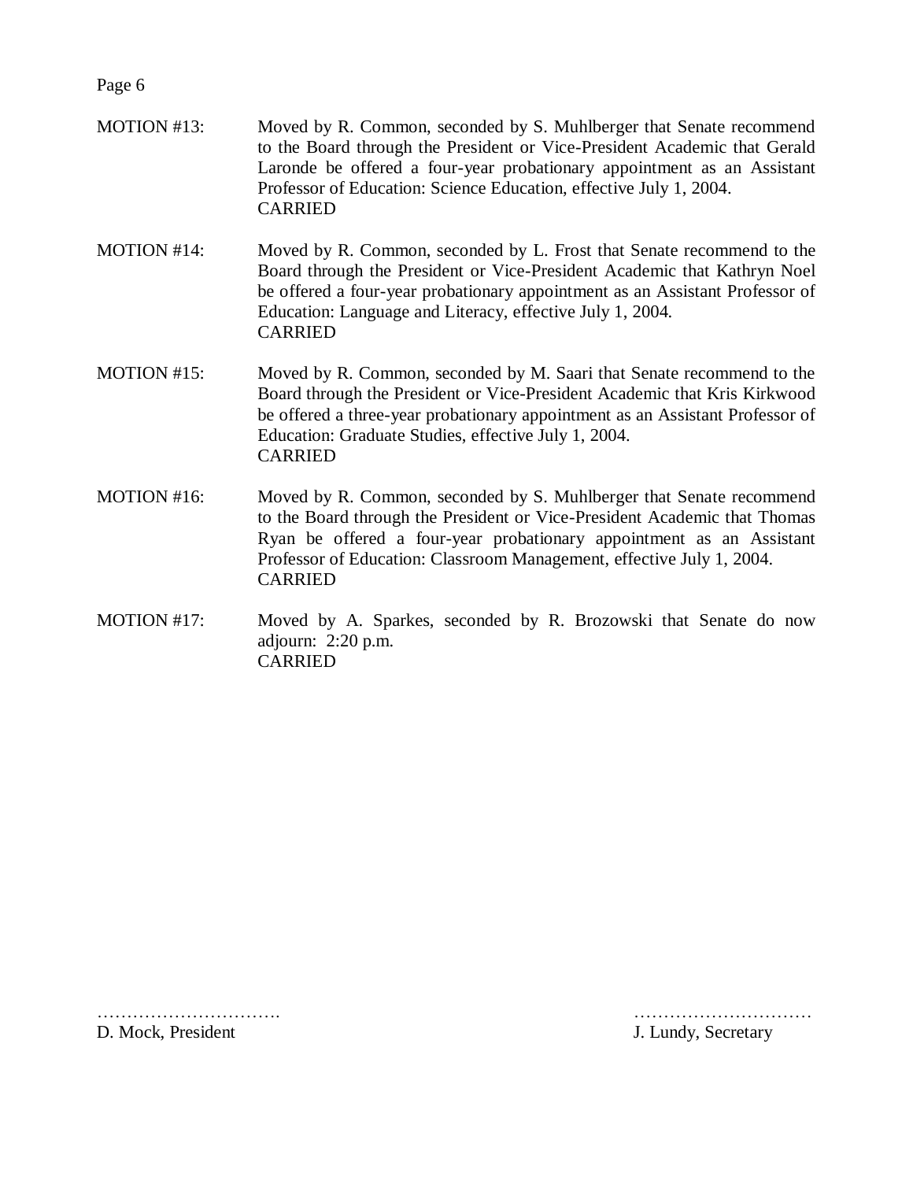MOTION #13: Moved by R. Common, seconded by S. Muhlberger that Senate recommend to the Board through the President or Vice-President Academic that Gerald Laronde be offered a four-year probationary appointment as an Assistant Professor of Education: Science Education, effective July 1, 2004.
CARRIED

MOTION #14: Moved by R. Common, seconded by L. Frost that Senate recommend to the Board through the President or Vice-President Academic that Kathryn Noel be offered a four-year probationary appointment as an Assistant Professor of Education: Language and Literacy, effective July 1, 2004.
CARRIED

MOTION #15: Moved by R. Common, seconded by M. Saari that Senate recommend to the Board through the President or Vice-President Academic that Kris Kirkwood be offered a three-year probationary appointment as an Assistant Professor of Education: Graduate Studies, effective July 1, 2004.
CARRIED

MOTION #16: Moved by R. Common, seconded by S. Muhlberger that Senate recommend to the Board through the President or Vice-President Academic that Thomas Ryan be offered a four-year probationary appointment as an Assistant Professor of Education: Classroom Management, effective July 1, 2004.
CARRIED

MOTION #17: Moved by A. Sparkes, seconded by R. Brozowski that Senate do now adjourn: 2:20 p.m.
CARRIED

…………………………. …………………………

D. Mock, President J. Lundy, Secretary